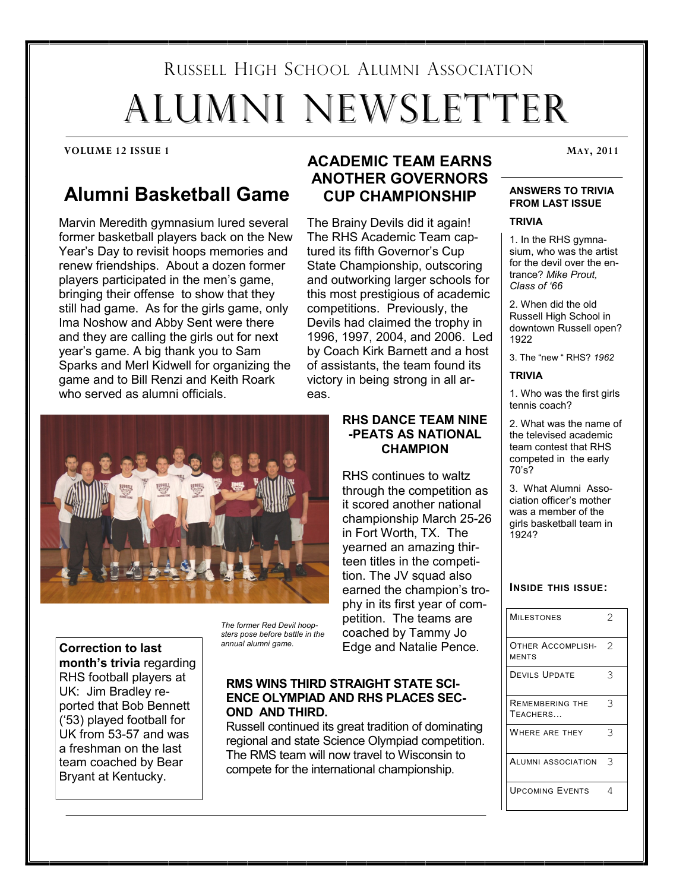# Russell High School Alumni Association

# ALUMNI NEWSLETTER

**VOLUME 12 ISSUE 1** — **MAY, 2011**

## Alumni Basketball Game

Marvin Meredith gymnasium lured several former basketball players back on the New Year's Day to revisit hoops memories and renew friendships. About a dozen former players participated in the men's game, bringing their offense to show that they still had game. As for the girls game, only Ima Noshow and Abby Sent were there and they are calling the girls out for next year's game. A big thank you to Sam Sparks and Merl Kidwell for organizing the game and to Bill Renzi and Keith Roark who served as alumni officials.

*The former Red Devil hoopsters pose before battle in the annual alumni game.*

**Correction to last month's trivia** regarding RHS football players at UK: Jim Bradley reported that Bob Bennett ('53) played football for UK from 53-57 and was a freshman on the last team coached by Bear Bryant at Kentucky.

## ACADEMIC TEAM EARNS ANOTHER GOVERNORS CUP CHAMPIONSHIP

The Brainy Devils did it again! The RHS Academic Team captured its fifth Governor's Cup State Championship, outscoring and outworking larger schools for this most prestigious of academic competitions. Previously, the Devils had claimed the trophy in 1996, 1997, 2004, and 2006. Led by Coach Kirk Barnett and a host of assistants, the team found its victory in being strong in all areas.

### RHS DANCE TEAM NINE-PEATS AS NATIONAL CHAMPION

RHS continues to waltz through the competition as it scored another national championship March 25-26 in Fort Worth, TX. The yearned an amazing thirteen titles in the competition. The JV squad also earned the champion's trophy in its first year of competition. The teams are coached by Tammy Jo Edge and Natalie Pence.

### RMS WINS THIRD STRAIGHT STATE SCIENCE OLYMPIAD AND RHS PLACES SECOND AND THIRD.

Russell continued its great tradition of dominating regional and state Science Olympiad competition. The RMS team will now travel to Wisconsin to compete for the international championship.

### ANSWERS TO TRIVIA FROM LAST ISSUE

**TRIVIA**

1. In the RHS gymnasium, who was the artist for the devil over the entrance? *Mike Prout, Class of '66*
2. When did the old Russell High School in downtown Russell open? 1922
3. The "new " RHS? *1962*

**TRIVIA**

1. Who was the first girls tennis coach?
2. What was the name of the televised academic team contest that RHS competed in the early 70's?
3. What Alumni Association officer's mother was a member of the girls basketball team in 1924?

### INSIDE THIS ISSUE:

| | |
|---|---|
| Milestones | 2 |
| Other Accomplishments | 2 |
| Devils Update | 3 |
| Remembering the Teachers… | 3 |
| Where are they | 3 |
| Alumni Association | 3 |
| Upcoming Events | 4 |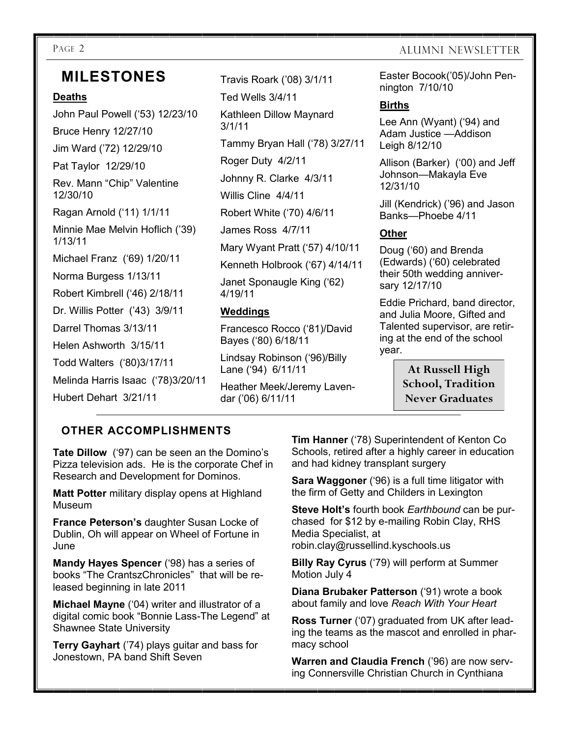## MILESTONES

### Deaths

John Paul Powell ('53) 12/23/10

Bruce Henry 12/27/10

Jim Ward ('72) 12/29/10

Pat Taylor 12/29/10

Rev. Mann "Chip" Valentine 12/30/10

Ragan Arnold ('11) 1/1/11

Minnie Mae Melvin Hoflich ('39) 1/13/11

Michael Franz ('69) 1/20/11

Norma Burgess 1/13/11

Robert Kimbrell ('46) 2/18/11

Dr. Willis Potter ('43) 3/9/11

Darrel Thomas 3/13/11

Helen Ashworth 3/15/11

Todd Walters ('80)3/17/11

Melinda Harris Isaac ('78)3/20/11

Hubert Dehart 3/21/11

Travis Roark ('08) 3/1/11

Ted Wells 3/4/11

Kathleen Dillow Maynard 3/1/11

Tammy Bryan Hall ('78) 3/27/11

Roger Duty 4/2/11

Johnny R. Clarke 4/3/11

Willis Cline 4/4/11

Robert White ('70) 4/6/11

James Ross 4/7/11

Mary Wyant Pratt ('57) 4/10/11

Kenneth Holbrook ('67) 4/14/11

Janet Sponaugle King ('62) 4/19/11

### Weddings

Francesco Rocco ('81)/David Bayes ('80) 6/18/11

Lindsay Robinson ('96)/Billy Lane ('94) 6/11/11

Heather Meek/Jeremy Lavendar ('06) 6/11/11

Easter Bocook('05)/John Pennington 7/10/10

### Births

Lee Ann (Wyant) ('94) and Adam Justice —Addison Leigh 8/12/10

Allison (Barker) ('00) and Jeff Johnson—Makayla Eve 12/31/10

Jill (Kendrick) ('96) and Jason Banks—Phoebe 4/11

### Other

Doug ('60) and Brenda (Edwards) ('60) celebrated their 50th wedding anniversary 12/17/10

Eddie Prichard, band director, and Julia Moore, Gifted and Talented supervisor, are retiring at the end of the school year.

**At Russell High School, Tradition Never Graduates**

## OTHER ACCOMPLISHMENTS

**Tate Dillow** ('97) can be seen an the Domino's Pizza television ads. He is the corporate Chef in Research and Development for Dominos.

**Matt Potter** military display opens at Highland Museum

**France Peterson's** daughter Susan Locke of Dublin, Oh will appear on Wheel of Fortune in June

**Mandy Hayes Spencer** ('98) has a series of books "The CrantszChronicles" that will be released beginning in late 2011

**Michael Mayne** ('04) writer and illustrator of a digital comic book "Bonnie Lass-The Legend" at Shawnee State University

**Terry Gayhart** ('74) plays guitar and bass for Jonestown, PA band Shift Seven

**Tim Hanner** ('78) Superintendent of Kenton Co Schools, retired after a highly career in education and had kidney transplant surgery

**Sara Waggoner** ('96) is a full time litigator with the firm of Getty and Childers in Lexington

**Steve Holt's** fourth book *Earthbound* can be purchased for $12 by e-mailing Robin Clay, RHS Media Specialist, at robin.clay@russellind.kyschools.us

**Billy Ray Cyrus** ('79) will perform at Summer Motion July 4

**Diana Brubaker Patterson** ('91) wrote a book about family and love *Reach With Your Heart*

**Ross Turner** ('07) graduated from UK after leading the teams as the mascot and enrolled in pharmacy school

**Warren and Claudia French** ('96) are now serving Connersville Christian Church in Cynthiana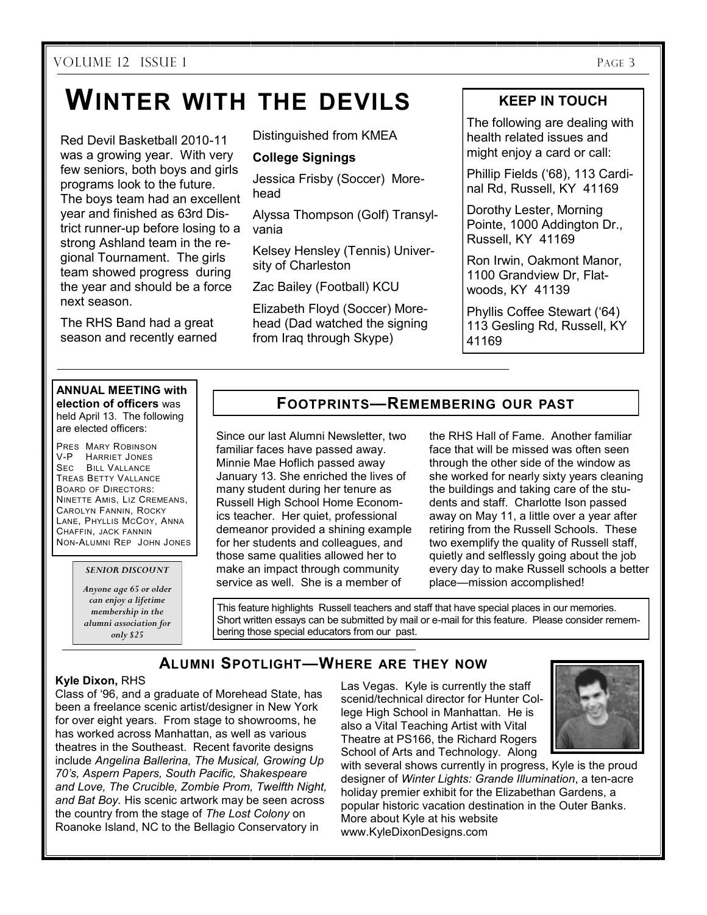# WINTER WITH THE DEVILS

Red Devil Basketball 2010-11 was a growing year. With very few seniors, both boys and girls programs look to the future. The boys team had an excellent year and finished as 63rd District runner-up before losing to a strong Ashland team in the regional Tournament. The girls team showed progress during the year and should be a force next season.

The RHS Band had a great season and recently earned Distinguished from KMEA

**College Signings**

Jessica Frisby (Soccer) Morehead

Alyssa Thompson (Golf) Transylvania

Kelsey Hensley (Tennis) University of Charleston

Zac Bailey (Football) KCU

Elizabeth Floyd (Soccer) Morehead (Dad watched the signing from Iraq through Skype)

## KEEP IN TOUCH

The following are dealing with health related issues and might enjoy a card or call:

Phillip Fields ('68), 113 Cardinal Rd, Russell, KY 41169

Dorothy Lester, Morning Pointe, 1000 Addington Dr., Russell, KY 41169

Ron Irwin, Oakmont Manor, 1100 Grandview Dr, Flatwoods, KY 41139

Phyllis Coffee Stewart ('64) 113 Gesling Rd, Russell, KY 41169

**ANNUAL MEETING with election of officers** was held April 13. The following are elected officers:

PRES MARY ROBINSON
V-P HARRIET JONES
SEC BILL VALLANCE
TREAS BETTY VALLANCE
BOARD OF DIRECTORS: NINETTE AMIS, LIZ CREMEANS, CAROLYN FANNIN, ROCKY LANE, PHYLLIS MCCOY, ANNA CHAFFIN, JACK FANNIN
NON-ALUMNI REP JOHN JONES

***SENIOR DISCOUNT***

*Anyone age 65 or older can enjoy a lifetime membership in the alumni association for only $25*

## FOOTPRINTS—REMEMBERING OUR PAST

Since our last Alumni Newsletter, two familiar faces have passed away. Minnie Mae Hoflich passed away January 13. She enriched the lives of many student during her tenure as Russell High School Home Economics teacher. Her quiet, professional demeanor provided a shining example for her students and colleagues, and those same qualities allowed her to make an impact through community service as well. She is a member of the RHS Hall of Fame. Another familiar face that will be missed was often seen through the other side of the window as she worked for nearly sixty years cleaning the buildings and taking care of the students and staff. Charlotte Ison passed away on May 11, a little over a year after retiring from the Russell Schools. These two exemplify the quality of Russell staff, quietly and selflessly going about the job every day to make Russell schools a better place—mission accomplished!

This feature highlights Russell teachers and staff that have special places in our memories. Short written essays can be submitted by mail or e-mail for this feature. Please consider remembering those special educators from our past.

## ALUMNI SPOTLIGHT—WHERE ARE THEY NOW

**Kyle Dixon,** RHS Class of '96, and a graduate of Morehead State, has been a freelance scenic artist/designer in New York for over eight years. From stage to showrooms, he has worked across Manhattan, as well as various theatres in the Southeast. Recent favorite designs include *Angelina Ballerina, The Musical, Growing Up 70's, Aspern Papers, South Pacific, Shakespeare and Love, The Crucible, Zombie Prom, Twelfth Night, and Bat Boy*. His scenic artwork may be seen across the country from the stage of *The Lost Colony* on Roanoke Island, NC to the Bellagio Conservatory in Las Vegas. Kyle is currently the staff scenid/technical director for Hunter College High School in Manhattan. He is also a Vital Teaching Artist with Vital Theatre at PS166, the Richard Rogers School of Arts and Technology. Along with several shows currently in progress, Kyle is the proud designer of *Winter Lights: Grande Illumination*, a ten-acre holiday premier exhibit for the Elizabethan Gardens, a popular historic vacation destination in the Outer Banks. More about Kyle at his website www.KyleDixonDesigns.com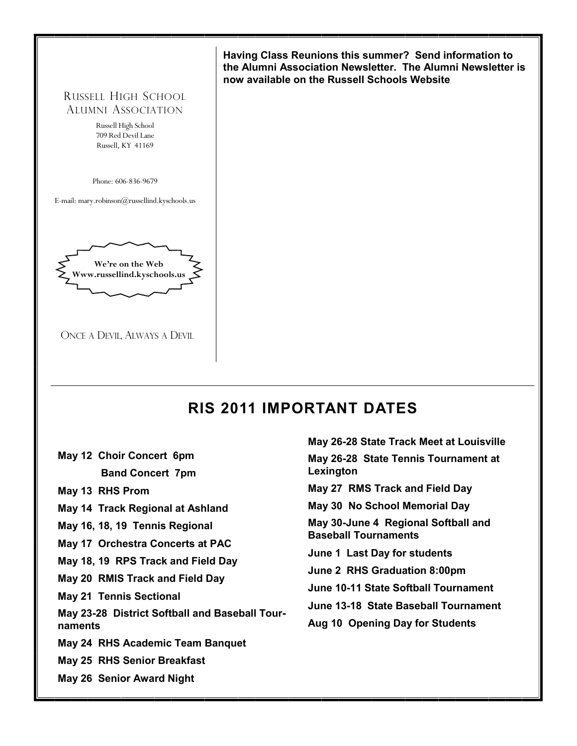Russell High School Alumni Association

Russell High School
709 Red Devil Lane
Russell, KY 41169

Phone: 606-836-9679

E-mail: mary.robinson@russellind.kyschools.us

We're on the Web
Www.russellind.kyschools.us

Once a Devil, Always a Devil

**Having Class Reunions this summer? Send information to the Alumni Association Newsletter. The Alumni Newsletter is now available on the Russell Schools Website**

## RIS 2011 IMPORTANT DATES

**May 12 Choir Concert 6pm**

**Band Concert 7pm**

**May 13 RHS Prom**

**May 14 Track Regional at Ashland**

**May 16, 18, 19 Tennis Regional**

**May 17 Orchestra Concerts at PAC**

**May 18, 19 RPS Track and Field Day**

**May 20 RMIS Track and Field Day**

**May 21 Tennis Sectional**

**May 23-28 District Softball and Baseball Tournaments**

**May 24 RHS Academic Team Banquet**

**May 25 RHS Senior Breakfast**

**May 26 Senior Award Night**

**May 26-28 State Track Meet at Louisville**

**May 26-28 State Tennis Tournament at Lexington**

**May 27 RMS Track and Field Day**

**May 30 No School Memorial Day**

**May 30-June 4 Regional Softball and Baseball Tournaments**

**June 1 Last Day for students**

**June 2 RHS Graduation 8:00pm**

**June 10-11 State Softball Tournament**

**June 13-18 State Baseball Tournament**

**Aug 10 Opening Day for Students**